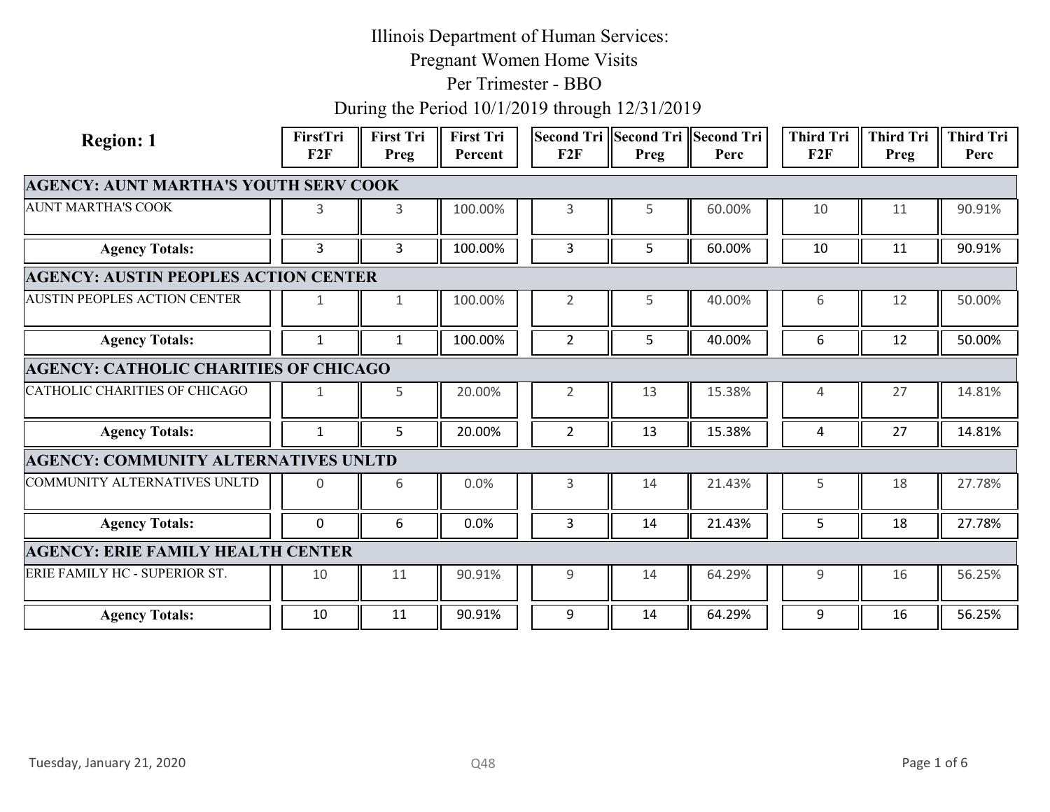# Illinois Department of Human Services:
## Pregnant Women Home Visits
## Per Trimester - BBO
## During the Period 10/1/2019 through 12/31/2019

**Region: 1**

| | FirstTri F2F | First Tri Preg | First Tri Percent | Second Tri F2F | Second Tri Preg | Second Tri Perc | Third Tri F2F | Third Tri Preg | Third Tri Perc |
|---|---|---|---|---|---|---|---|---|---|
| **AGENCY: AUNT MARTHA'S YOUTH SERV COOK** | | | | | | | | | |
| AUNT MARTHA'S COOK | 3 | 3 | 100.00% | 3 | 5 | 60.00% | 10 | 11 | 90.91% |
| **Agency Totals:** | 3 | 3 | 100.00% | 3 | 5 | 60.00% | 10 | 11 | 90.91% |
| **AGENCY: AUSTIN PEOPLES ACTION CENTER** | | | | | | | | | |
| AUSTIN PEOPLES ACTION CENTER | 1 | 1 | 100.00% | 2 | 5 | 40.00% | 6 | 12 | 50.00% |
| **Agency Totals:** | 1 | 1 | 100.00% | 2 | 5 | 40.00% | 6 | 12 | 50.00% |
| **AGENCY: CATHOLIC CHARITIES OF CHICAGO** | | | | | | | | | |
| CATHOLIC CHARITIES OF CHICAGO | 1 | 5 | 20.00% | 2 | 13 | 15.38% | 4 | 27 | 14.81% |
| **Agency Totals:** | 1 | 5 | 20.00% | 2 | 13 | 15.38% | 4 | 27 | 14.81% |
| **AGENCY: COMMUNITY ALTERNATIVES UNLTD** | | | | | | | | | |
| COMMUNITY ALTERNATIVES UNLTD | 0 | 6 | 0.0% | 3 | 14 | 21.43% | 5 | 18 | 27.78% |
| **Agency Totals:** | 0 | 6 | 0.0% | 3 | 14 | 21.43% | 5 | 18 | 27.78% |
| **AGENCY: ERIE FAMILY HEALTH CENTER** | | | | | | | | | |
| ERIE FAMILY HC - SUPERIOR ST. | 10 | 11 | 90.91% | 9 | 14 | 64.29% | 9 | 16 | 56.25% |
| **Agency Totals:** | 10 | 11 | 90.91% | 9 | 14 | 64.29% | 9 | 16 | 56.25% |

Tuesday, January 21, 2020

Q48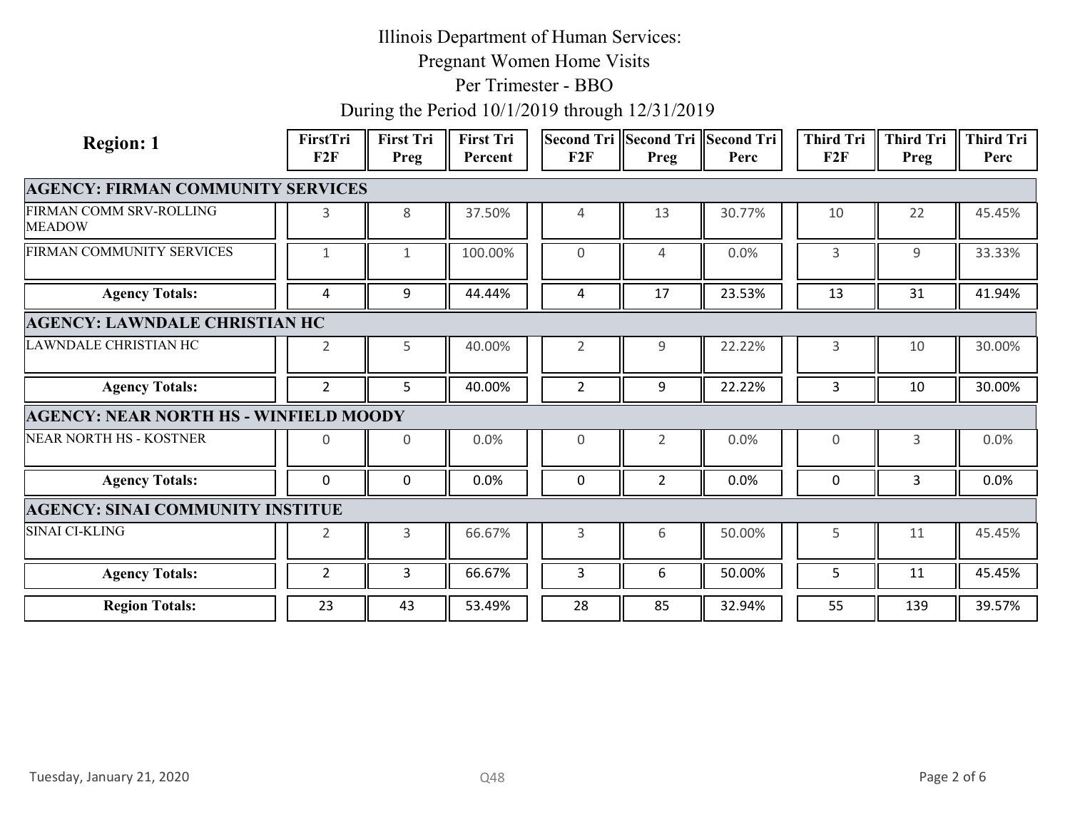# Illinois Department of Human Services:
## Pregnant Women Home Visits
## Per Trimester - BBO
## During the Period 10/1/2019 through 12/31/2019

| Region: 1 | FirstTri F2F | First Tri Preg | First Tri Percent | Second Tri F2F | Second Tri Preg | Second Tri Perc | Third Tri F2F | Third Tri Preg | Third Tri Perc |
|---|---|---|---|---|---|---|---|---|---|
| **AGENCY: FIRMAN COMMUNITY SERVICES** | | | | | | | | | |
| FIRMAN COMM SRV-ROLLING MEADOW | 3 | 8 | 37.50% | 4 | 13 | 30.77% | 10 | 22 | 45.45% |
| FIRMAN COMMUNITY SERVICES | 1 | 1 | 100.00% | 0 | 4 | 0.0% | 3 | 9 | 33.33% |
| **Agency Totals:** | 4 | 9 | 44.44% | 4 | 17 | 23.53% | 13 | 31 | 41.94% |
| **AGENCY: LAWNDALE CHRISTIAN HC** | | | | | | | | | |
| LAWNDALE CHRISTIAN HC | 2 | 5 | 40.00% | 2 | 9 | 22.22% | 3 | 10 | 30.00% |
| **Agency Totals:** | 2 | 5 | 40.00% | 2 | 9 | 22.22% | 3 | 10 | 30.00% |
| **AGENCY: NEAR NORTH HS - WINFIELD MOODY** | | | | | | | | | |
| NEAR NORTH HS - KOSTNER | 0 | 0 | 0.0% | 0 | 2 | 0.0% | 0 | 3 | 0.0% |
| **Agency Totals:** | 0 | 0 | 0.0% | 0 | 2 | 0.0% | 0 | 3 | 0.0% |
| **AGENCY: SINAI COMMUNITY INSTITUE** | | | | | | | | | |
| SINAI CI-KLING | 2 | 3 | 66.67% | 3 | 6 | 50.00% | 5 | 11 | 45.45% |
| **Agency Totals:** | 2 | 3 | 66.67% | 3 | 6 | 50.00% | 5 | 11 | 45.45% |
| **Region Totals:** | 23 | 43 | 53.49% | 28 | 85 | 32.94% | 55 | 139 | 39.57% |

Tuesday, January 21, 2020

Q48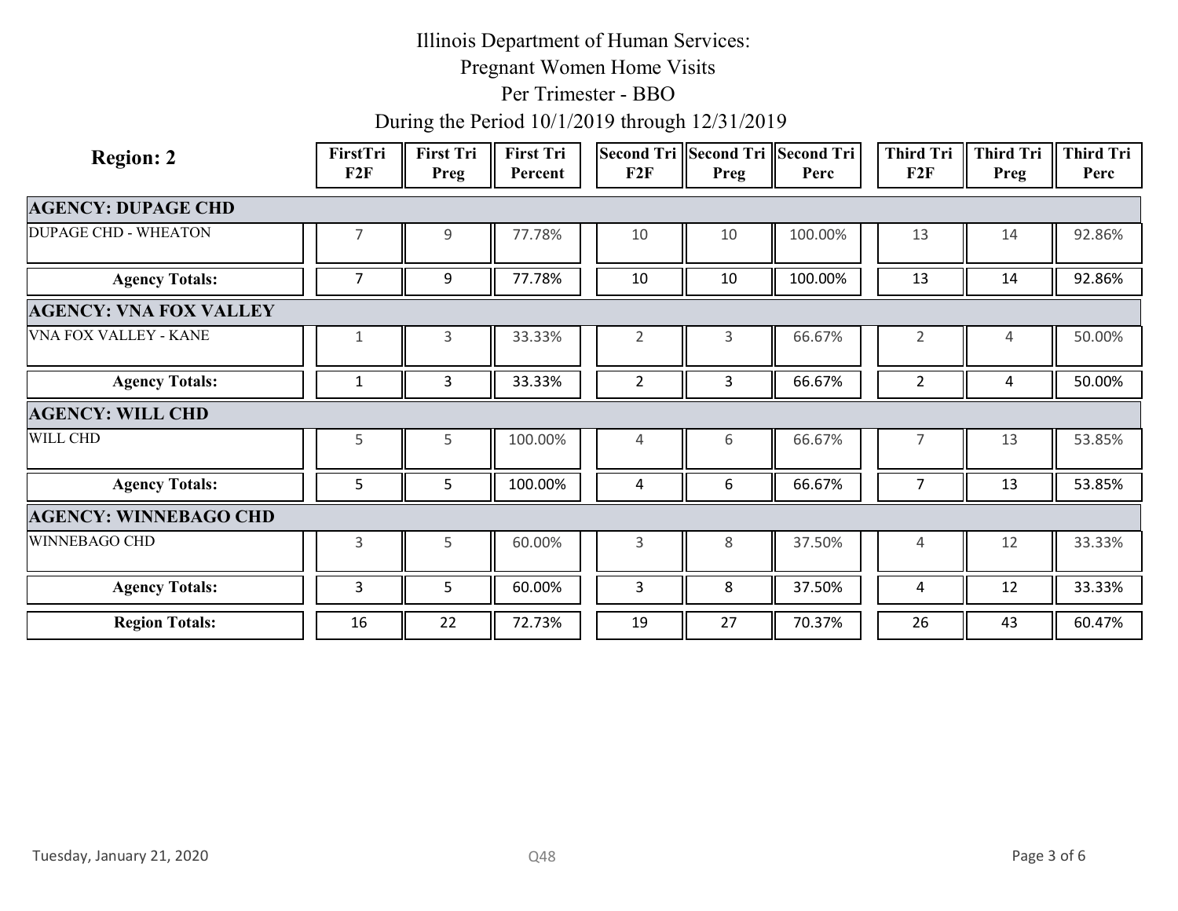# Illinois Department of Human Services:
## Pregnant Women Home Visits
## Per Trimester - BBO
## During the Period 10/1/2019 through 12/31/2019

| Region: 2 | FirstTri F2F | First Tri Preg | First Tri Percent | Second Tri F2F | Second Tri Preg | Second Tri Perc | Third Tri F2F | Third Tri Preg | Third Tri Perc |
|---|---|---|---|---|---|---|---|---|---|
| **AGENCY: DUPAGE CHD** | | | | | | | | | |
| DUPAGE CHD - WHEATON | 7 | 9 | 77.78% | 10 | 10 | 100.00% | 13 | 14 | 92.86% |
| **Agency Totals:** | 7 | 9 | 77.78% | 10 | 10 | 100.00% | 13 | 14 | 92.86% |
| **AGENCY: VNA FOX VALLEY** | | | | | | | | | |
| VNA FOX VALLEY - KANE | 1 | 3 | 33.33% | 2 | 3 | 66.67% | 2 | 4 | 50.00% |
| **Agency Totals:** | 1 | 3 | 33.33% | 2 | 3 | 66.67% | 2 | 4 | 50.00% |
| **AGENCY: WILL CHD** | | | | | | | | | |
| WILL CHD | 5 | 5 | 100.00% | 4 | 6 | 66.67% | 7 | 13 | 53.85% |
| **Agency Totals:** | 5 | 5 | 100.00% | 4 | 6 | 66.67% | 7 | 13 | 53.85% |
| **AGENCY: WINNEBAGO CHD** | | | | | | | | | |
| WINNEBAGO CHD | 3 | 5 | 60.00% | 3 | 8 | 37.50% | 4 | 12 | 33.33% |
| **Agency Totals:** | 3 | 5 | 60.00% | 3 | 8 | 37.50% | 4 | 12 | 33.33% |
| **Region Totals:** | 16 | 22 | 72.73% | 19 | 27 | 70.37% | 26 | 43 | 60.47% |

Tuesday, January 21, 2020

Q48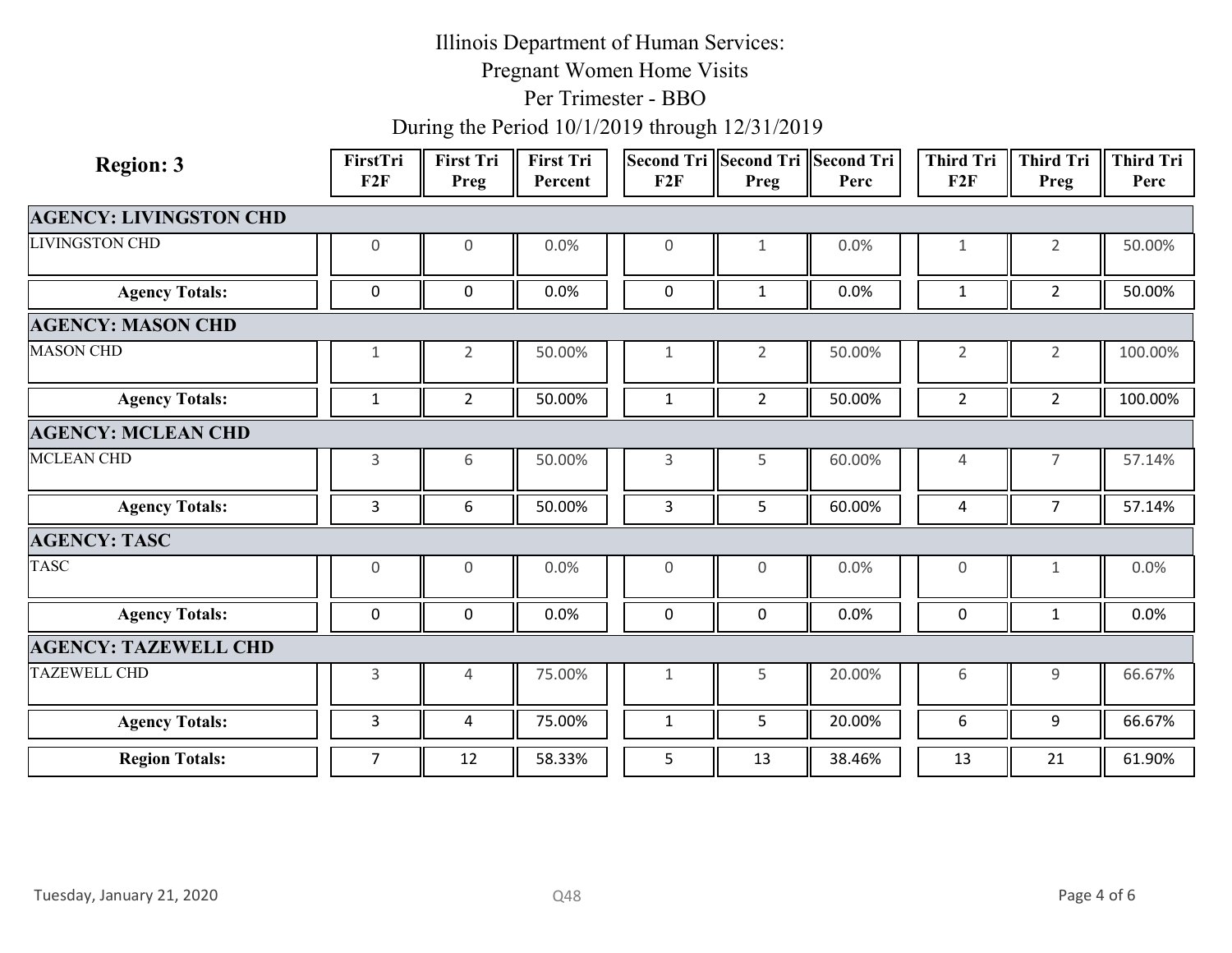# Illinois Department of Human Services:
## Pregnant Women Home Visits
## Per Trimester - BBO
## During the Period 10/1/2019 through 12/31/2019

| Region: 3 | FirstTri F2F | First Tri Preg | First Tri Percent | Second Tri F2F | Second Tri Preg | Second Tri Perc | Third Tri F2F | Third Tri Preg | Third Tri Perc |
|---|---|---|---|---|---|---|---|---|---|
| **AGENCY: LIVINGSTON CHD** | | | | | | | | | |
| LIVINGSTON CHD | 0 | 0 | 0.0% | 0 | 1 | 0.0% | 1 | 2 | 50.00% |
| **Agency Totals:** | 0 | 0 | 0.0% | 0 | 1 | 0.0% | 1 | 2 | 50.00% |
| **AGENCY: MASON CHD** | | | | | | | | | |
| MASON CHD | 1 | 2 | 50.00% | 1 | 2 | 50.00% | 2 | 2 | 100.00% |
| **Agency Totals:** | 1 | 2 | 50.00% | 1 | 2 | 50.00% | 2 | 2 | 100.00% |
| **AGENCY: MCLEAN CHD** | | | | | | | | | |
| MCLEAN CHD | 3 | 6 | 50.00% | 3 | 5 | 60.00% | 4 | 7 | 57.14% |
| **Agency Totals:** | 3 | 6 | 50.00% | 3 | 5 | 60.00% | 4 | 7 | 57.14% |
| **AGENCY: TASC** | | | | | | | | | |
| TASC | 0 | 0 | 0.0% | 0 | 0 | 0.0% | 0 | 1 | 0.0% |
| **Agency Totals:** | 0 | 0 | 0.0% | 0 | 0 | 0.0% | 0 | 1 | 0.0% |
| **AGENCY: TAZEWELL CHD** | | | | | | | | | |
| TAZEWELL CHD | 3 | 4 | 75.00% | 1 | 5 | 20.00% | 6 | 9 | 66.67% |
| **Agency Totals:** | 3 | 4 | 75.00% | 1 | 5 | 20.00% | 6 | 9 | 66.67% |
| **Region Totals:** | 7 | 12 | 58.33% | 5 | 13 | 38.46% | 13 | 21 | 61.90% |

Tuesday, January 21, 2020

Q48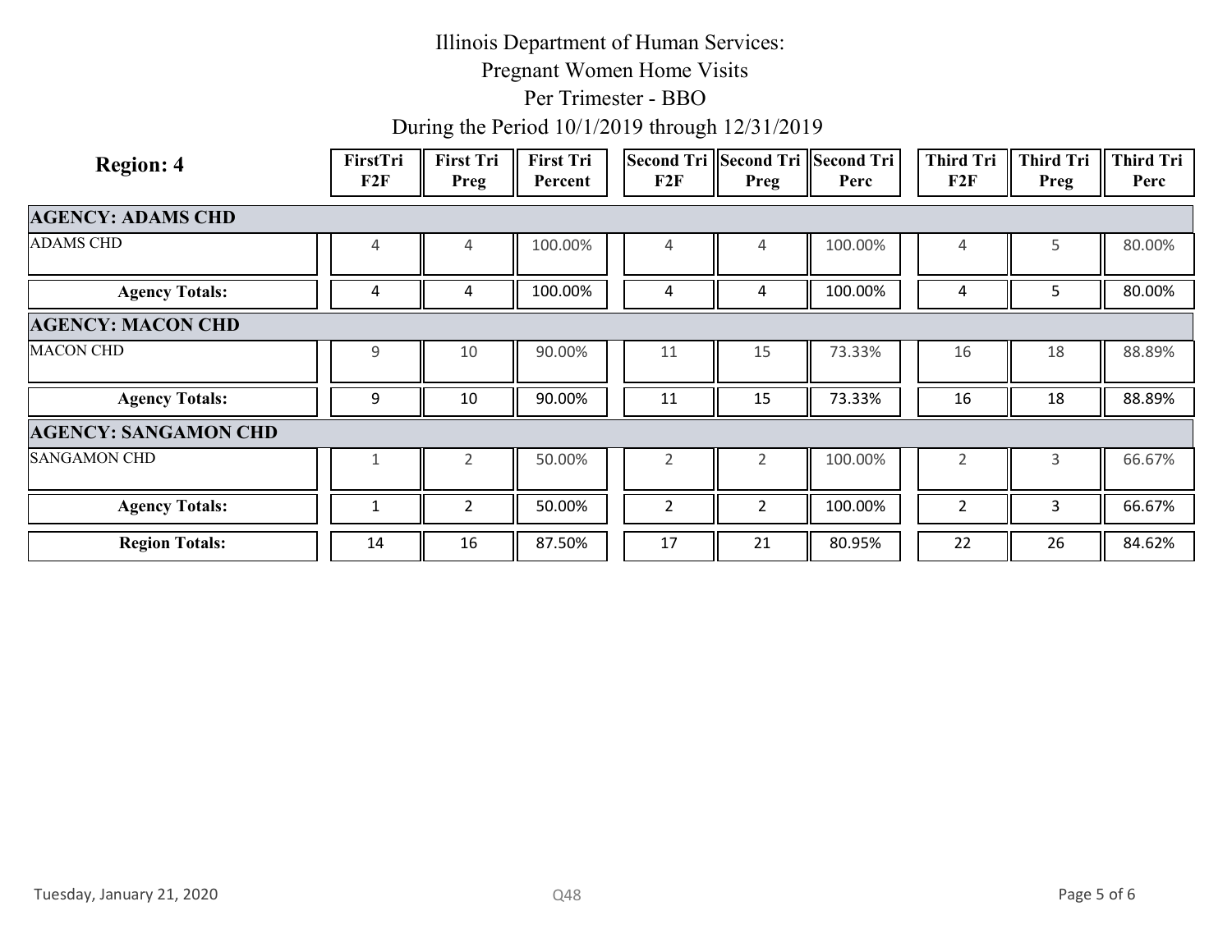# Illinois Department of Human Services:
## Pregnant Women Home Visits
## Per Trimester - BBO
## During the Period 10/1/2019 through 12/31/2019

| Region: 4 | FirstTri F2F | First Tri Preg | First Tri Percent | Second Tri F2F | Second Tri Preg | Second Tri Perc | Third Tri F2F | Third Tri Preg | Third Tri Perc |
|---|---|---|---|---|---|---|---|---|---|
| **AGENCY: ADAMS CHD** | | | | | | | | | |
| ADAMS CHD | 4 | 4 | 100.00% | 4 | 4 | 100.00% | 4 | 5 | 80.00% |
| **Agency Totals:** | 4 | 4 | 100.00% | 4 | 4 | 100.00% | 4 | 5 | 80.00% |
| **AGENCY: MACON CHD** | | | | | | | | | |
| MACON CHD | 9 | 10 | 90.00% | 11 | 15 | 73.33% | 16 | 18 | 88.89% |
| **Agency Totals:** | 9 | 10 | 90.00% | 11 | 15 | 73.33% | 16 | 18 | 88.89% |
| **AGENCY: SANGAMON CHD** | | | | | | | | | |
| SANGAMON CHD | 1 | 2 | 50.00% | 2 | 2 | 100.00% | 2 | 3 | 66.67% |
| **Agency Totals:** | 1 | 2 | 50.00% | 2 | 2 | 100.00% | 2 | 3 | 66.67% |
| **Region Totals:** | 14 | 16 | 87.50% | 17 | 21 | 80.95% | 22 | 26 | 84.62% |

Tuesday, January 21, 2020

Q48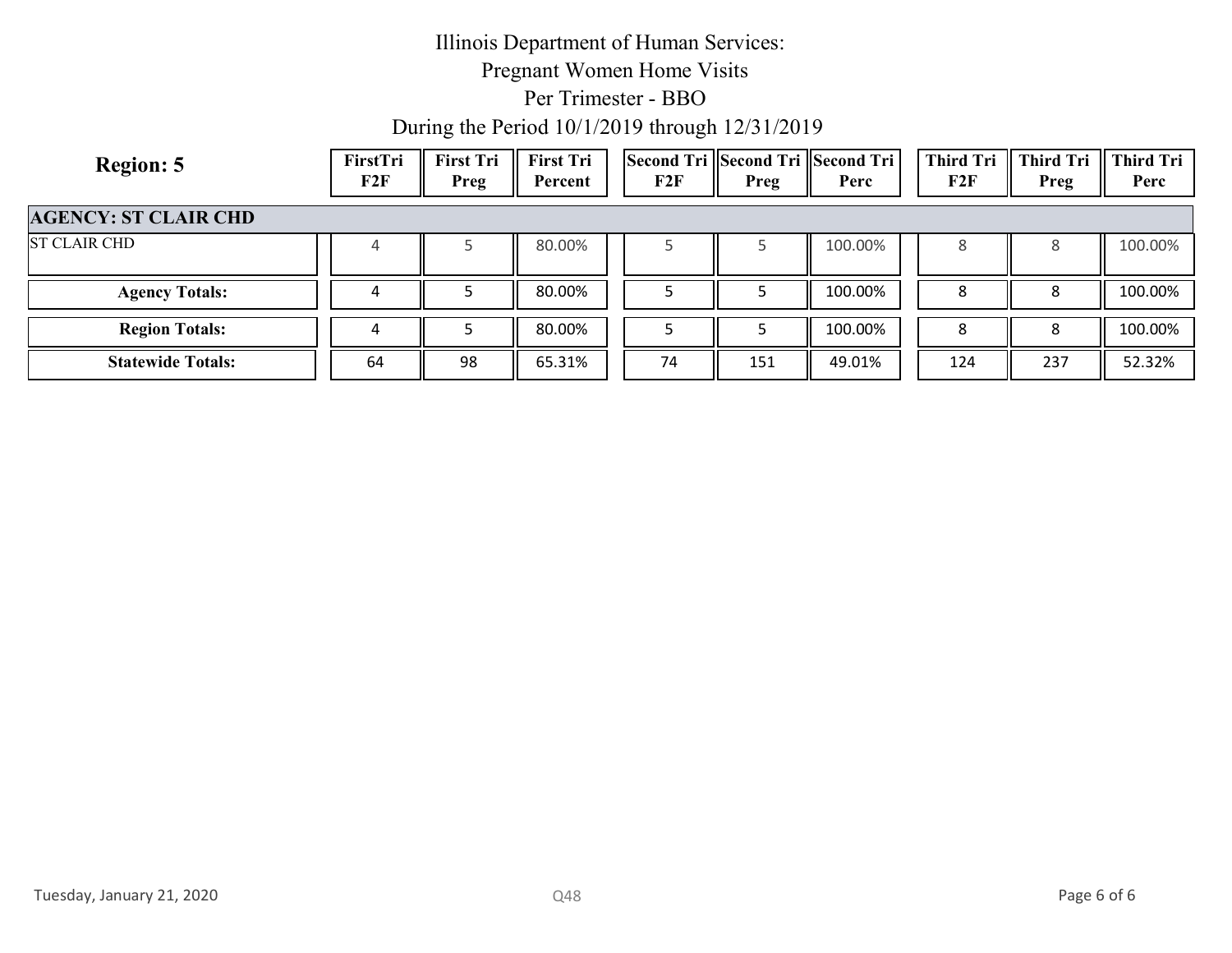# Illinois Department of Human Services:
## Pregnant Women Home Visits
## Per Trimester - BBO
## During the Period 10/1/2019 through 12/31/2019

**Region: 5**

| | FirstTri F2F | First Tri Preg | First Tri Percent | Second Tri F2F | Second Tri Preg | Second Tri Perc | Third Tri F2F | Third Tri Preg | Third Tri Perc |
|---|---|---|---|---|---|---|---|---|---|
| **AGENCY: ST CLAIR CHD** | | | | | | | | | |
| ST CLAIR CHD | 4 | 5 | 80.00% | 5 | 5 | 100.00% | 8 | 8 | 100.00% |
| **Agency Totals:** | 4 | 5 | 80.00% | 5 | 5 | 100.00% | 8 | 8 | 100.00% |
| **Region Totals:** | 4 | 5 | 80.00% | 5 | 5 | 100.00% | 8 | 8 | 100.00% |
| **Statewide Totals:** | 64 | 98 | 65.31% | 74 | 151 | 49.01% | 124 | 237 | 52.32% |

Tuesday, January 21, 2020

Q48